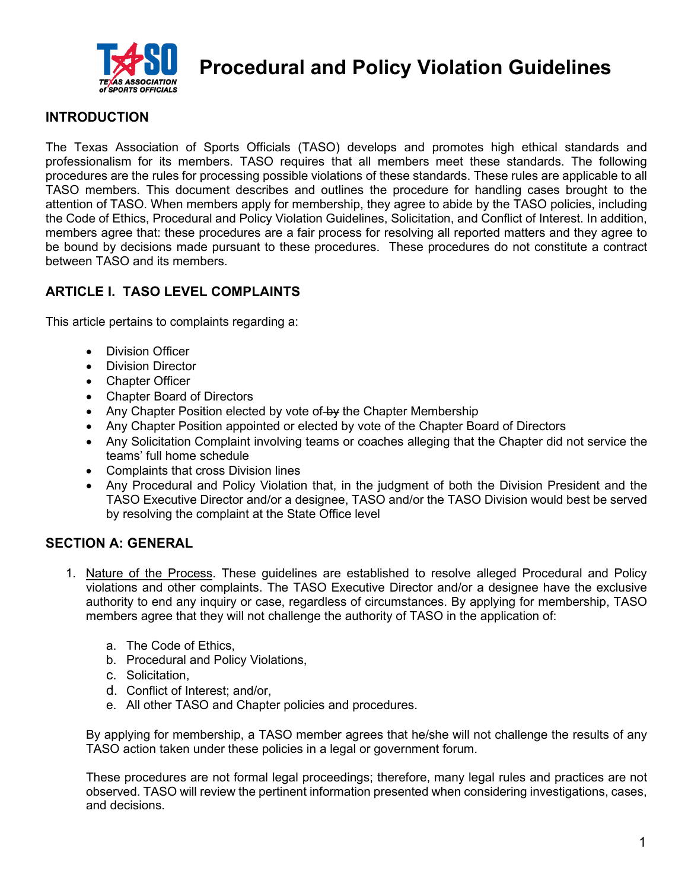# Procedural and Policy Violation Guidelines

## INTRODUCTION

The Texas Association of Sports Officials (TASO) develops and promotes high ethical standards and professionalism for its members. TASO requires that all members meet these standards. The following procedures are the rules for processing possible violations of these standards. These rules are applicable to all TASO members. This document describes and outlines the procedure for handling cases brought to the attention of TASO. When members apply for membership, they agree to abide by the TASO policies, including the Code of Ethics, Procedural and Policy Violation Guidelines, Solicitation, and Conflict of Interest. In addition, members agree that: these procedures are a fair process for resolving all reported matters and they agree to be bound by decisions made pursuant to these procedures. These procedures do not constitute a contract between TASO and its members.

## ARTICLE I. TASO LEVEL COMPLAINTS

This article pertains to complaints regarding a:

- Division Officer
- Division Director
- Chapter Officer
- Chapter Board of Directors
- Any Chapter Position elected by vote of ~~by~~ the Chapter Membership
- Any Chapter Position appointed or elected by vote of the Chapter Board of Directors
- Any Solicitation Complaint involving teams or coaches alleging that the Chapter did not service the teams' full home schedule
- Complaints that cross Division lines
- Any Procedural and Policy Violation that, in the judgment of both the Division President and the TASO Executive Director and/or a designee, TASO and/or the TASO Division would best be served by resolving the complaint at the State Office level

## SECTION A: GENERAL

1. Nature of the Process. These guidelines are established to resolve alleged Procedural and Policy violations and other complaints. The TASO Executive Director and/or a designee have the exclusive authority to end any inquiry or case, regardless of circumstances. By applying for membership, TASO members agree that they will not challenge the authority of TASO in the application of:

    a. The Code of Ethics,
    b. Procedural and Policy Violations,
    c. Solicitation,
    d. Conflict of Interest; and/or,
    e. All other TASO and Chapter policies and procedures.

    By applying for membership, a TASO member agrees that he/she will not challenge the results of any TASO action taken under these policies in a legal or government forum.

    These procedures are not formal legal proceedings; therefore, many legal rules and practices are not observed. TASO will review the pertinent information presented when considering investigations, cases, and decisions.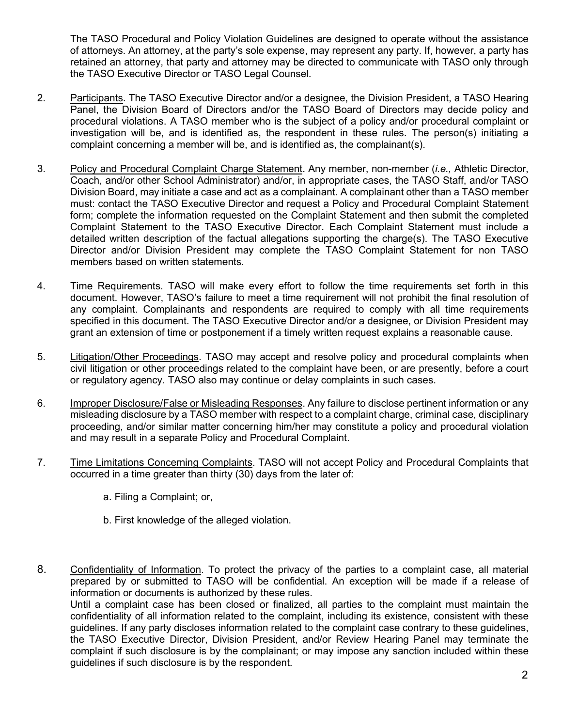The TASO Procedural and Policy Violation Guidelines are designed to operate without the assistance of attorneys. An attorney, at the party's sole expense, may represent any party. If, however, a party has retained an attorney, that party and attorney may be directed to communicate with TASO only through the TASO Executive Director or TASO Legal Counsel.

2. <u>Participants</u>. The TASO Executive Director and/or a designee, the Division President, a TASO Hearing Panel, the Division Board of Directors and/or the TASO Board of Directors may decide policy and procedural violations. A TASO member who is the subject of a policy and/or procedural complaint or investigation will be, and is identified as, the respondent in these rules. The person(s) initiating a complaint concerning a member will be, and is identified as, the complainant(s).

3. <u>Policy and Procedural Complaint Charge Statement</u>. Any member, non-member (*i.e.,* Athletic Director, Coach, and/or other School Administrator) and/or, in appropriate cases, the TASO Staff, and/or TASO Division Board, may initiate a case and act as a complainant. A complainant other than a TASO member must: contact the TASO Executive Director and request a Policy and Procedural Complaint Statement form; complete the information requested on the Complaint Statement and then submit the completed Complaint Statement to the TASO Executive Director. Each Complaint Statement must include a detailed written description of the factual allegations supporting the charge(s). The TASO Executive Director and/or Division President may complete the TASO Complaint Statement for non TASO members based on written statements.

4. <u>Time Requirements</u>. TASO will make every effort to follow the time requirements set forth in this document. However, TASO's failure to meet a time requirement will not prohibit the final resolution of any complaint. Complainants and respondents are required to comply with all time requirements specified in this document. The TASO Executive Director and/or a designee, or Division President may grant an extension of time or postponement if a timely written request explains a reasonable cause.

5. <u>Litigation/Other Proceedings</u>. TASO may accept and resolve policy and procedural complaints when civil litigation or other proceedings related to the complaint have been, or are presently, before a court or regulatory agency. TASO also may continue or delay complaints in such cases.

6. <u>Improper Disclosure/False or Misleading Responses</u>. Any failure to disclose pertinent information or any misleading disclosure by a TASO member with respect to a complaint charge, criminal case, disciplinary proceeding, and/or similar matter concerning him/her may constitute a policy and procedural violation and may result in a separate Policy and Procedural Complaint.

7. <u>Time Limitations Concerning Complaints</u>. TASO will not accept Policy and Procedural Complaints that occurred in a time greater than thirty (30) days from the later of:

   a. Filing a Complaint; or,

   b. First knowledge of the alleged violation.

8. <u>Confidentiality of Information</u>. To protect the privacy of the parties to a complaint case, all material prepared by or submitted to TASO will be confidential. An exception will be made if a release of information or documents is authorized by these rules.
   Until a complaint case has been closed or finalized, all parties to the complaint must maintain the confidentiality of all information related to the complaint, including its existence, consistent with these guidelines. If any party discloses information related to the complaint case contrary to these guidelines, the TASO Executive Director, Division President, and/or Review Hearing Panel may terminate the complaint if such disclosure is by the complainant; or may impose any sanction included within these guidelines if such disclosure is by the respondent.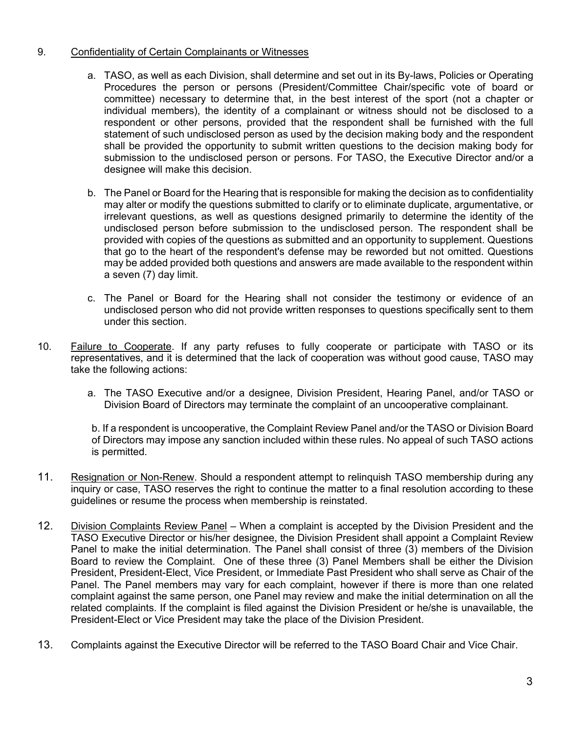9. <u>Confidentiality of Certain Complainants or Witnesses</u>

   a. TASO, as well as each Division, shall determine and set out in its By-laws, Policies or Operating Procedures the person or persons (President/Committee Chair/specific vote of board or committee) necessary to determine that, in the best interest of the sport (not a chapter or individual members), the identity of a complainant or witness should not be disclosed to a respondent or other persons, provided that the respondent shall be furnished with the full statement of such undisclosed person as used by the decision making body and the respondent shall be provided the opportunity to submit written questions to the decision making body for submission to the undisclosed person or persons. For TASO, the Executive Director and/or a designee will make this decision.

   b. The Panel or Board for the Hearing that is responsible for making the decision as to confidentiality may alter or modify the questions submitted to clarify or to eliminate duplicate, argumentative, or irrelevant questions, as well as questions designed primarily to determine the identity of the undisclosed person before submission to the undisclosed person. The respondent shall be provided with copies of the questions as submitted and an opportunity to supplement. Questions that go to the heart of the respondent's defense may be reworded but not omitted. Questions may be added provided both questions and answers are made available to the respondent within a seven (7) day limit.

   c. The Panel or Board for the Hearing shall not consider the testimony or evidence of an undisclosed person who did not provide written responses to questions specifically sent to them under this section.

10. <u>Failure to Cooperate</u>. If any party refuses to fully cooperate or participate with TASO or its representatives, and it is determined that the lack of cooperation was without good cause, TASO may take the following actions:

    a. The TASO Executive and/or a designee, Division President, Hearing Panel, and/or TASO or Division Board of Directors may terminate the complaint of an uncooperative complainant.

    b. If a respondent is uncooperative, the Complaint Review Panel and/or the TASO or Division Board of Directors may impose any sanction included within these rules. No appeal of such TASO actions is permitted.

11. <u>Resignation or Non-Renew</u>. Should a respondent attempt to relinquish TASO membership during any inquiry or case, TASO reserves the right to continue the matter to a final resolution according to these guidelines or resume the process when membership is reinstated.

12. <u>Division Complaints Review Panel</u> – When a complaint is accepted by the Division President and the TASO Executive Director or his/her designee, the Division President shall appoint a Complaint Review Panel to make the initial determination. The Panel shall consist of three (3) members of the Division Board to review the Complaint. One of these three (3) Panel Members shall be either the Division President, President-Elect, Vice President, or Immediate Past President who shall serve as Chair of the Panel. The Panel members may vary for each complaint, however if there is more than one related complaint against the same person, one Panel may review and make the initial determination on all the related complaints. If the complaint is filed against the Division President or he/she is unavailable, the President-Elect or Vice President may take the place of the Division President.

13. Complaints against the Executive Director will be referred to the TASO Board Chair and Vice Chair.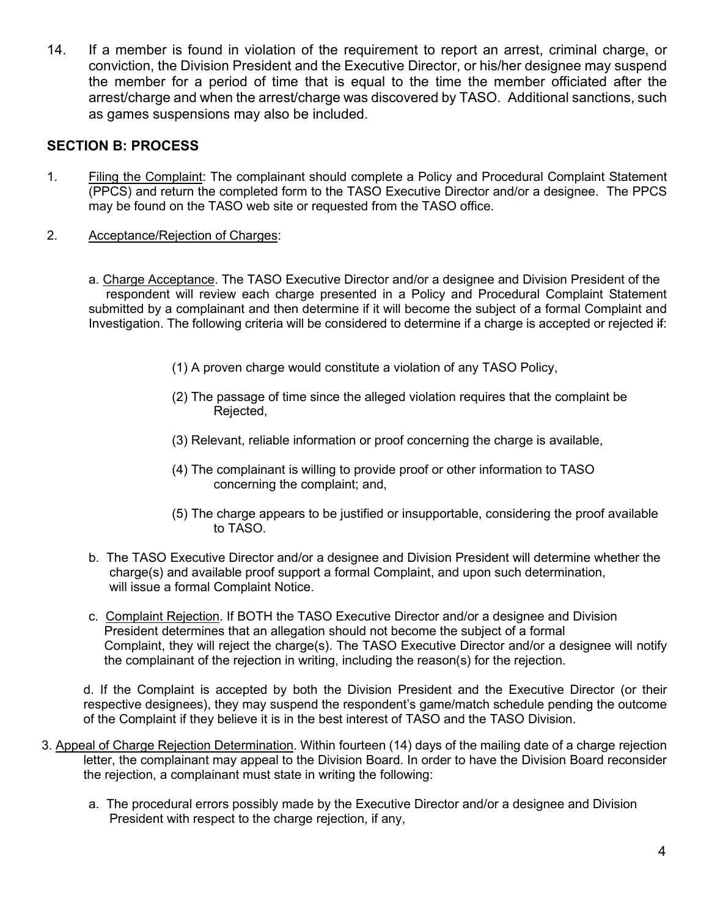14. If a member is found in violation of the requirement to report an arrest, criminal charge, or conviction, the Division President and the Executive Director, or his/her designee may suspend the member for a period of time that is equal to the time the member officiated after the arrest/charge and when the arrest/charge was discovered by TASO. Additional sanctions, such as games suspensions may also be included.

## SECTION B: PROCESS

1. Filing the Complaint: The complainant should complete a Policy and Procedural Complaint Statement (PPCS) and return the completed form to the TASO Executive Director and/or a designee. The PPCS may be found on the TASO web site or requested from the TASO office.

2. Acceptance/Rejection of Charges:

   a. Charge Acceptance. The TASO Executive Director and/or a designee and Division President of the respondent will review each charge presented in a Policy and Procedural Complaint Statement submitted by a complainant and then determine if it will become the subject of a formal Complaint and Investigation. The following criteria will be considered to determine if a charge is accepted or rejected if:

      (1) A proven charge would constitute a violation of any TASO Policy,

      (2) The passage of time since the alleged violation requires that the complaint be Rejected,

      (3) Relevant, reliable information or proof concerning the charge is available,

      (4) The complainant is willing to provide proof or other information to TASO concerning the complaint; and,

      (5) The charge appears to be justified or insupportable, considering the proof available to TASO.

   b. The TASO Executive Director and/or a designee and Division President will determine whether the charge(s) and available proof support a formal Complaint, and upon such determination, will issue a formal Complaint Notice.

   c. Complaint Rejection. If BOTH the TASO Executive Director and/or a designee and Division President determines that an allegation should not become the subject of a formal Complaint, they will reject the charge(s). The TASO Executive Director and/or a designee will notify the complainant of the rejection in writing, including the reason(s) for the rejection.

   d. If the Complaint is accepted by both the Division President and the Executive Director (or their respective designees), they may suspend the respondent's game/match schedule pending the outcome of the Complaint if they believe it is in the best interest of TASO and the TASO Division.

3. Appeal of Charge Rejection Determination. Within fourteen (14) days of the mailing date of a charge rejection letter, the complainant may appeal to the Division Board. In order to have the Division Board reconsider the rejection, a complainant must state in writing the following:

   a. The procedural errors possibly made by the Executive Director and/or a designee and Division President with respect to the charge rejection, if any,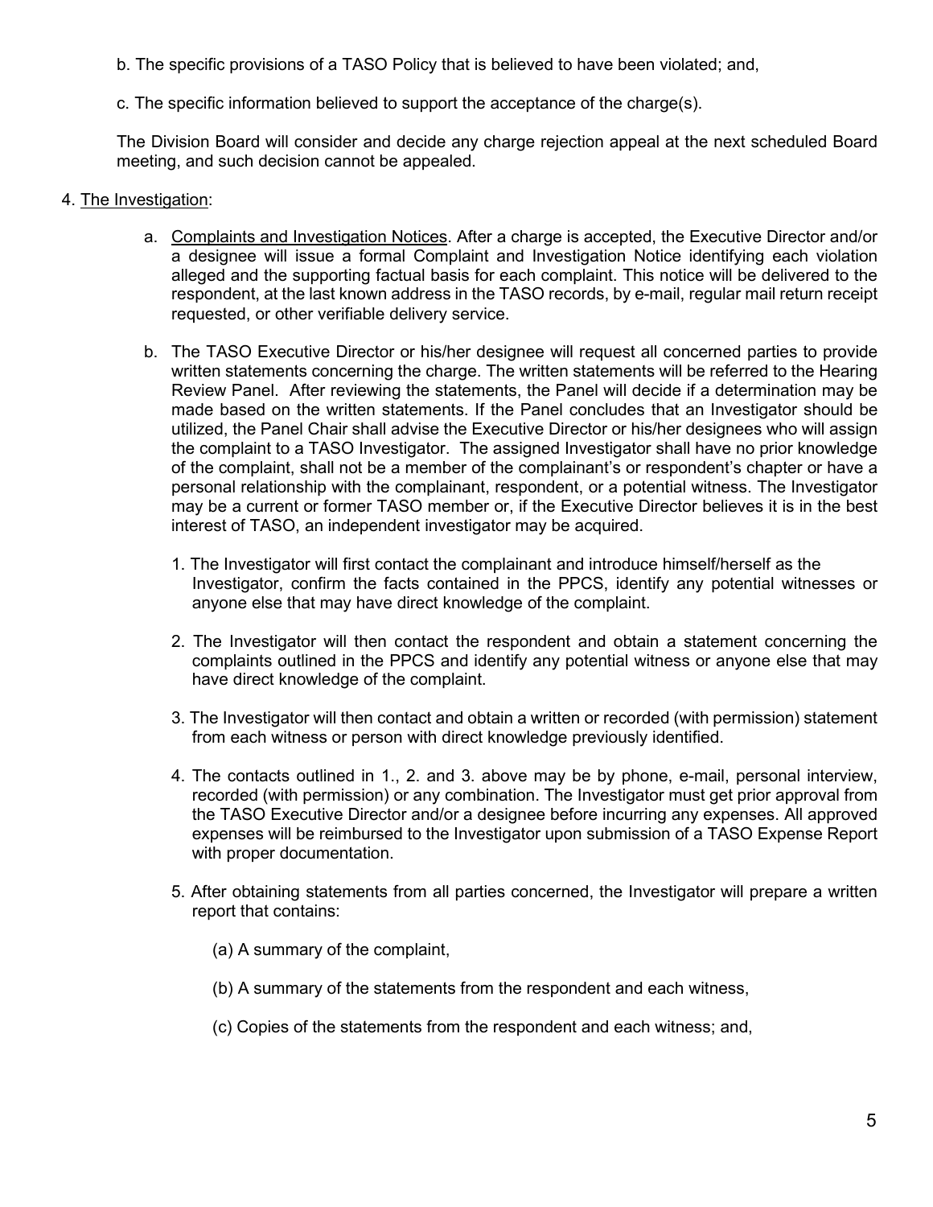b. The specific provisions of a TASO Policy that is believed to have been violated; and,

c. The specific information believed to support the acceptance of the charge(s).

The Division Board will consider and decide any charge rejection appeal at the next scheduled Board meeting, and such decision cannot be appealed.

4. The Investigation:

   a. Complaints and Investigation Notices. After a charge is accepted, the Executive Director and/or a designee will issue a formal Complaint and Investigation Notice identifying each violation alleged and the supporting factual basis for each complaint. This notice will be delivered to the respondent, at the last known address in the TASO records, by e-mail, regular mail return receipt requested, or other verifiable delivery service.

   b. The TASO Executive Director or his/her designee will request all concerned parties to provide written statements concerning the charge. The written statements will be referred to the Hearing Review Panel. After reviewing the statements, the Panel will decide if a determination may be made based on the written statements. If the Panel concludes that an Investigator should be utilized, the Panel Chair shall advise the Executive Director or his/her designees who will assign the complaint to a TASO Investigator. The assigned Investigator shall have no prior knowledge of the complaint, shall not be a member of the complainant's or respondent's chapter or have a personal relationship with the complainant, respondent, or a potential witness. The Investigator may be a current or former TASO member or, if the Executive Director believes it is in the best interest of TASO, an independent investigator may be acquired.

      1. The Investigator will first contact the complainant and introduce himself/herself as the Investigator, confirm the facts contained in the PPCS, identify any potential witnesses or anyone else that may have direct knowledge of the complaint.

      2. The Investigator will then contact the respondent and obtain a statement concerning the complaints outlined in the PPCS and identify any potential witness or anyone else that may have direct knowledge of the complaint.

      3. The Investigator will then contact and obtain a written or recorded (with permission) statement from each witness or person with direct knowledge previously identified.

      4. The contacts outlined in 1., 2. and 3. above may be by phone, e-mail, personal interview, recorded (with permission) or any combination. The Investigator must get prior approval from the TASO Executive Director and/or a designee before incurring any expenses. All approved expenses will be reimbursed to the Investigator upon submission of a TASO Expense Report with proper documentation.

      5. After obtaining statements from all parties concerned, the Investigator will prepare a written report that contains:

         (a) A summary of the complaint,

         (b) A summary of the statements from the respondent and each witness,

         (c) Copies of the statements from the respondent and each witness; and,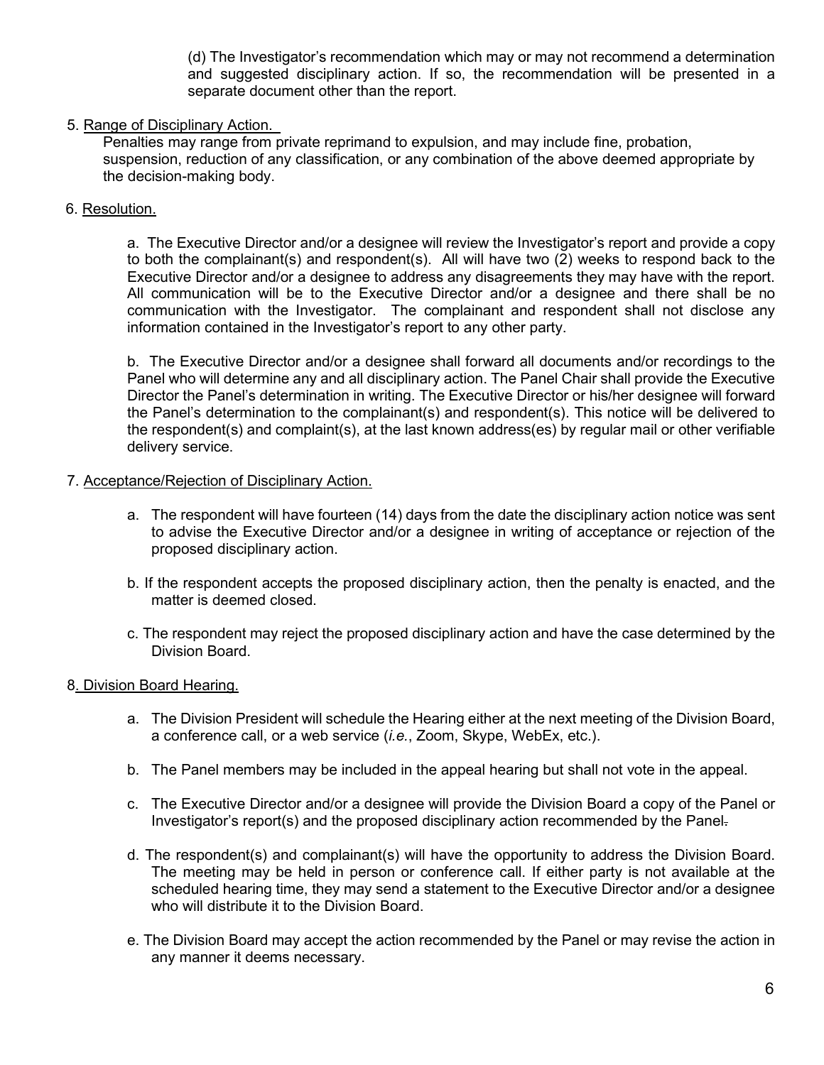(d) The Investigator's recommendation which may or may not recommend a determination and suggested disciplinary action. If so, the recommendation will be presented in a separate document other than the report.

5. <u>Range of Disciplinary Action.</u>

Penalties may range from private reprimand to expulsion, and may include fine, probation, suspension, reduction of any classification, or any combination of the above deemed appropriate by the decision-making body.

6. <u>Resolution.</u>

a. The Executive Director and/or a designee will review the Investigator's report and provide a copy to both the complainant(s) and respondent(s). All will have two (2) weeks to respond back to the Executive Director and/or a designee to address any disagreements they may have with the report. All communication will be to the Executive Director and/or a designee and there shall be no communication with the Investigator. The complainant and respondent shall not disclose any information contained in the Investigator's report to any other party.

b. The Executive Director and/or a designee shall forward all documents and/or recordings to the Panel who will determine any and all disciplinary action. The Panel Chair shall provide the Executive Director the Panel's determination in writing. The Executive Director or his/her designee will forward the Panel's determination to the complainant(s) and respondent(s). This notice will be delivered to the respondent(s) and complaint(s), at the last known address(es) by regular mail or other verifiable delivery service.

7. <u>Acceptance/Rejection of Disciplinary Action.</u>

a. The respondent will have fourteen (14) days from the date the disciplinary action notice was sent to advise the Executive Director and/or a designee in writing of acceptance or rejection of the proposed disciplinary action.

b. If the respondent accepts the proposed disciplinary action, then the penalty is enacted, and the matter is deemed closed.

c. The respondent may reject the proposed disciplinary action and have the case determined by the Division Board.

8. <u>Division Board Hearing.</u>

a. The Division President will schedule the Hearing either at the next meeting of the Division Board, a conference call, or a web service (*i.e.*, Zoom, Skype, WebEx, etc.).

b. The Panel members may be included in the appeal hearing but shall not vote in the appeal.

c. The Executive Director and/or a designee will provide the Division Board a copy of the Panel or Investigator's report(s) and the proposed disciplinary action recommended by the Panel.

d. The respondent(s) and complainant(s) will have the opportunity to address the Division Board. The meeting may be held in person or conference call. If either party is not available at the scheduled hearing time, they may send a statement to the Executive Director and/or a designee who will distribute it to the Division Board.

e. The Division Board may accept the action recommended by the Panel or may revise the action in any manner it deems necessary.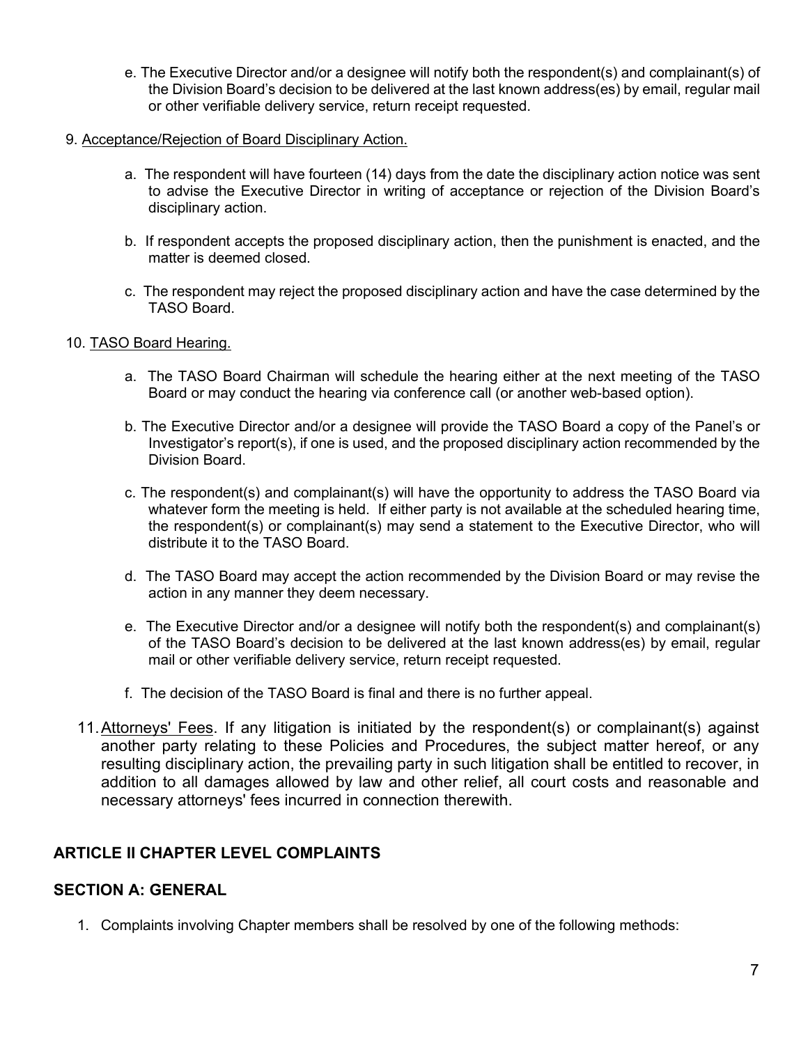e. The Executive Director and/or a designee will notify both the respondent(s) and complainant(s) of the Division Board's decision to be delivered at the last known address(es) by email, regular mail or other verifiable delivery service, return receipt requested.

9. Acceptance/Rejection of Board Disciplinary Action.

   a. The respondent will have fourteen (14) days from the date the disciplinary action notice was sent to advise the Executive Director in writing of acceptance or rejection of the Division Board's disciplinary action.

   b. If respondent accepts the proposed disciplinary action, then the punishment is enacted, and the matter is deemed closed.

   c. The respondent may reject the proposed disciplinary action and have the case determined by the TASO Board.

10. TASO Board Hearing.

   a. The TASO Board Chairman will schedule the hearing either at the next meeting of the TASO Board or may conduct the hearing via conference call (or another web-based option).

   b. The Executive Director and/or a designee will provide the TASO Board a copy of the Panel's or Investigator's report(s), if one is used, and the proposed disciplinary action recommended by the Division Board.

   c. The respondent(s) and complainant(s) will have the opportunity to address the TASO Board via whatever form the meeting is held. If either party is not available at the scheduled hearing time, the respondent(s) or complainant(s) may send a statement to the Executive Director, who will distribute it to the TASO Board.

   d. The TASO Board may accept the action recommended by the Division Board or may revise the action in any manner they deem necessary.

   e. The Executive Director and/or a designee will notify both the respondent(s) and complainant(s) of the TASO Board's decision to be delivered at the last known address(es) by email, regular mail or other verifiable delivery service, return receipt requested.

   f. The decision of the TASO Board is final and there is no further appeal.

11. Attorneys' Fees. If any litigation is initiated by the respondent(s) or complainant(s) against another party relating to these Policies and Procedures, the subject matter hereof, or any resulting disciplinary action, the prevailing party in such litigation shall be entitled to recover, in addition to all damages allowed by law and other relief, all court costs and reasonable and necessary attorneys' fees incurred in connection therewith.

## ARTICLE II CHAPTER LEVEL COMPLAINTS

### SECTION A: GENERAL

1. Complaints involving Chapter members shall be resolved by one of the following methods: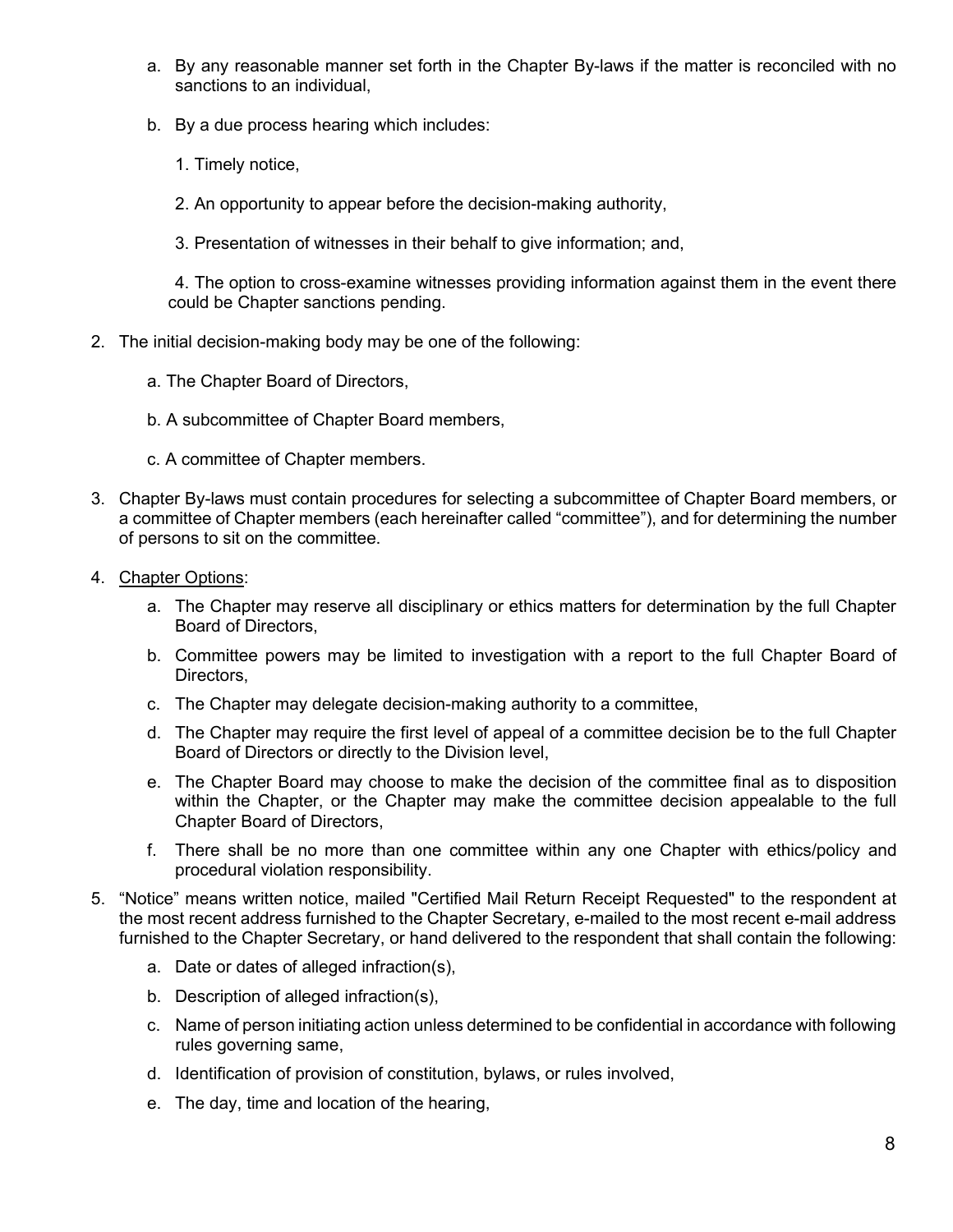a. By any reasonable manner set forth in the Chapter By-laws if the matter is reconciled with no sanctions to an individual,

b. By a due process hearing which includes:

   1. Timely notice,

   2. An opportunity to appear before the decision-making authority,

   3. Presentation of witnesses in their behalf to give information; and,

   4. The option to cross-examine witnesses providing information against them in the event there could be Chapter sanctions pending.

2. The initial decision-making body may be one of the following:

   a. The Chapter Board of Directors,

   b. A subcommittee of Chapter Board members,

   c. A committee of Chapter members.

3. Chapter By-laws must contain procedures for selecting a subcommittee of Chapter Board members, or a committee of Chapter members (each hereinafter called "committee"), and for determining the number of persons to sit on the committee.

4. <u>Chapter Options</u>:

   a. The Chapter may reserve all disciplinary or ethics matters for determination by the full Chapter Board of Directors,

   b. Committee powers may be limited to investigation with a report to the full Chapter Board of Directors,

   c. The Chapter may delegate decision-making authority to a committee,

   d. The Chapter may require the first level of appeal of a committee decision be to the full Chapter Board of Directors or directly to the Division level,

   e. The Chapter Board may choose to make the decision of the committee final as to disposition within the Chapter, or the Chapter may make the committee decision appealable to the full Chapter Board of Directors,

   f. There shall be no more than one committee within any one Chapter with ethics/policy and procedural violation responsibility.

5. "Notice" means written notice, mailed "Certified Mail Return Receipt Requested" to the respondent at the most recent address furnished to the Chapter Secretary, e-mailed to the most recent e-mail address furnished to the Chapter Secretary, or hand delivered to the respondent that shall contain the following:

   a. Date or dates of alleged infraction(s),

   b. Description of alleged infraction(s),

   c. Name of person initiating action unless determined to be confidential in accordance with following rules governing same,

   d. Identification of provision of constitution, bylaws, or rules involved,

   e. The day, time and location of the hearing,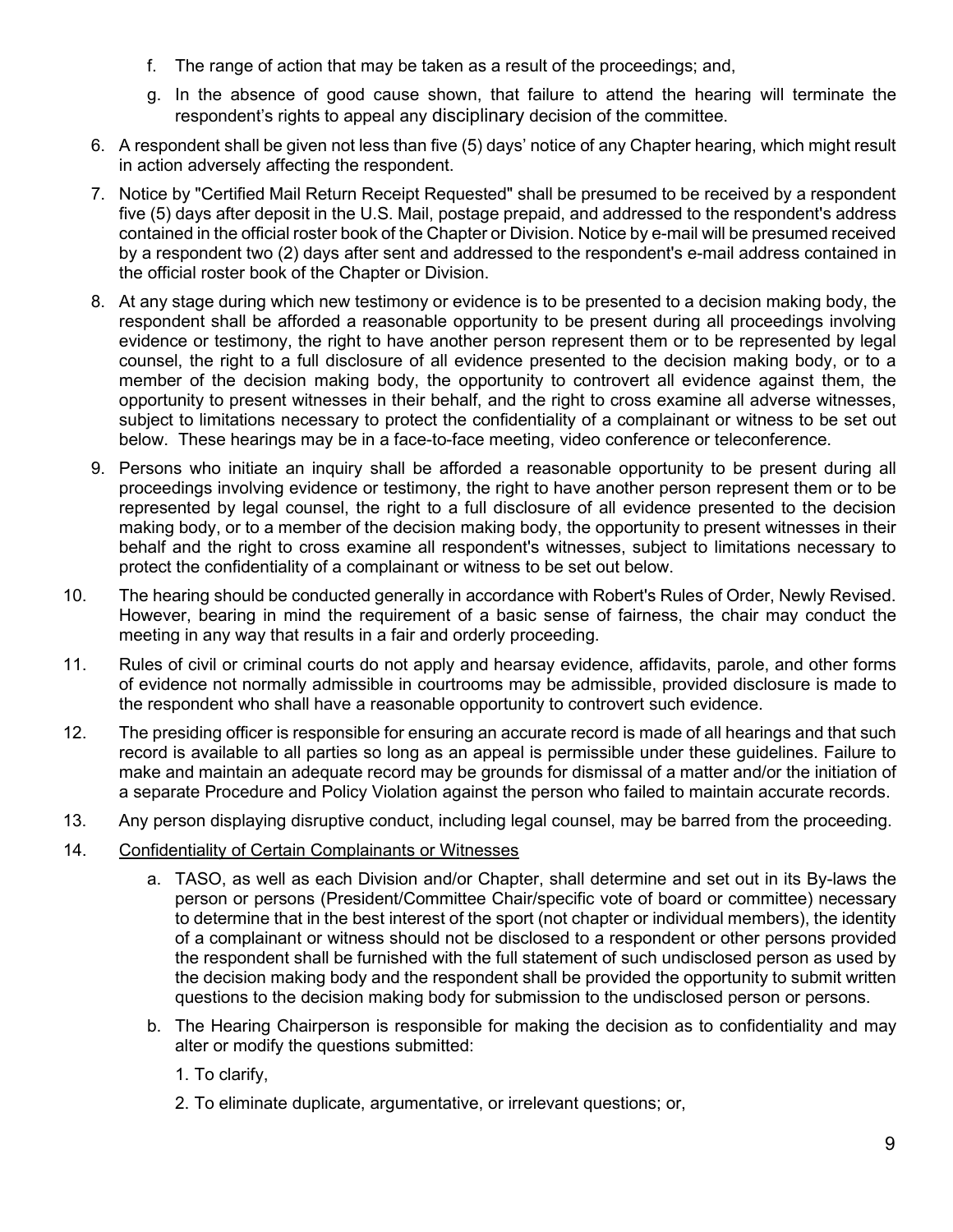f. The range of action that may be taken as a result of the proceedings; and,

g. In the absence of good cause shown, that failure to attend the hearing will terminate the respondent's rights to appeal any disciplinary decision of the committee.

6. A respondent shall be given not less than five (5) days' notice of any Chapter hearing, which might result in action adversely affecting the respondent.

7. Notice by "Certified Mail Return Receipt Requested" shall be presumed to be received by a respondent five (5) days after deposit in the U.S. Mail, postage prepaid, and addressed to the respondent's address contained in the official roster book of the Chapter or Division. Notice by e-mail will be presumed received by a respondent two (2) days after sent and addressed to the respondent's e-mail address contained in the official roster book of the Chapter or Division.

8. At any stage during which new testimony or evidence is to be presented to a decision making body, the respondent shall be afforded a reasonable opportunity to be present during all proceedings involving evidence or testimony, the right to have another person represent them or to be represented by legal counsel, the right to a full disclosure of all evidence presented to the decision making body, or to a member of the decision making body, the opportunity to controvert all evidence against them, the opportunity to present witnesses in their behalf, and the right to cross examine all adverse witnesses, subject to limitations necessary to protect the confidentiality of a complainant or witness to be set out below. These hearings may be in a face-to-face meeting, video conference or teleconference.

9. Persons who initiate an inquiry shall be afforded a reasonable opportunity to be present during all proceedings involving evidence or testimony, the right to have another person represent them or to be represented by legal counsel, the right to a full disclosure of all evidence presented to the decision making body, or to a member of the decision making body, the opportunity to present witnesses in their behalf and the right to cross examine all respondent's witnesses, subject to limitations necessary to protect the confidentiality of a complainant or witness to be set out below.

10. The hearing should be conducted generally in accordance with Robert's Rules of Order, Newly Revised. However, bearing in mind the requirement of a basic sense of fairness, the chair may conduct the meeting in any way that results in a fair and orderly proceeding.

11. Rules of civil or criminal courts do not apply and hearsay evidence, affidavits, parole, and other forms of evidence not normally admissible in courtrooms may be admissible, provided disclosure is made to the respondent who shall have a reasonable opportunity to controvert such evidence.

12. The presiding officer is responsible for ensuring an accurate record is made of all hearings and that such record is available to all parties so long as an appeal is permissible under these guidelines. Failure to make and maintain an adequate record may be grounds for dismissal of a matter and/or the initiation of a separate Procedure and Policy Violation against the person who failed to maintain accurate records.

13. Any person displaying disruptive conduct, including legal counsel, may be barred from the proceeding.

14. <u>Confidentiality of Certain Complainants or Witnesses</u>

   a. TASO, as well as each Division and/or Chapter, shall determine and set out in its By-laws the person or persons (President/Committee Chair/specific vote of board or committee) necessary to determine that in the best interest of the sport (not chapter or individual members), the identity of a complainant or witness should not be disclosed to a respondent or other persons provided the respondent shall be furnished with the full statement of such undisclosed person as used by the decision making body and the respondent shall be provided the opportunity to submit written questions to the decision making body for submission to the undisclosed person or persons.

   b. The Hearing Chairperson is responsible for making the decision as to confidentiality and may alter or modify the questions submitted:

      1. To clarify,

      2. To eliminate duplicate, argumentative, or irrelevant questions; or,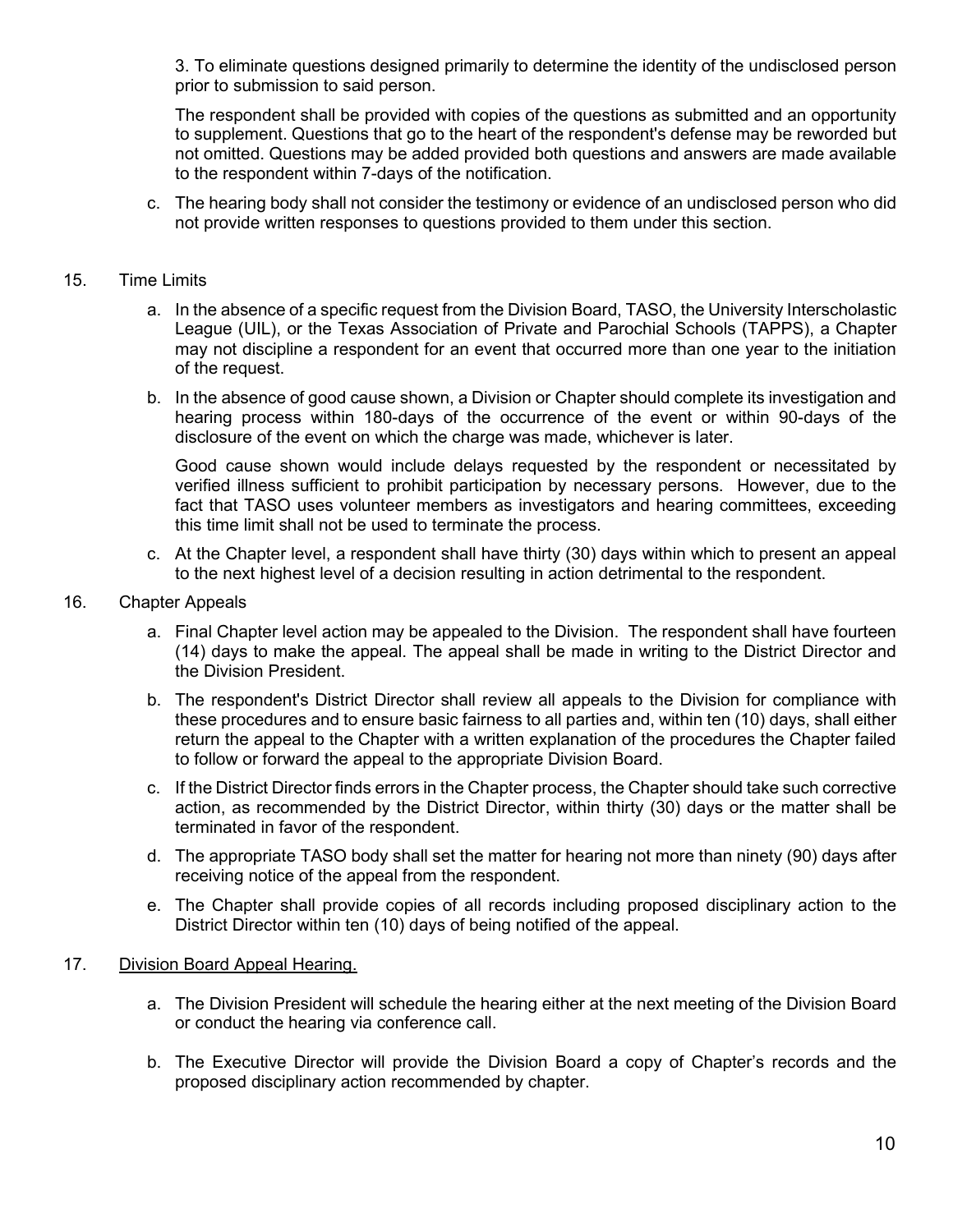3. To eliminate questions designed primarily to determine the identity of the undisclosed person prior to submission to said person.

The respondent shall be provided with copies of the questions as submitted and an opportunity to supplement. Questions that go to the heart of the respondent's defense may be reworded but not omitted. Questions may be added provided both questions and answers are made available to the respondent within 7-days of the notification.

c. The hearing body shall not consider the testimony or evidence of an undisclosed person who did not provide written responses to questions provided to them under this section.

15. Time Limits

a. In the absence of a specific request from the Division Board, TASO, the University Interscholastic League (UIL), or the Texas Association of Private and Parochial Schools (TAPPS), a Chapter may not discipline a respondent for an event that occurred more than one year to the initiation of the request.

b. In the absence of good cause shown, a Division or Chapter should complete its investigation and hearing process within 180-days of the occurrence of the event or within 90-days of the disclosure of the event on which the charge was made, whichever is later.

Good cause shown would include delays requested by the respondent or necessitated by verified illness sufficient to prohibit participation by necessary persons. However, due to the fact that TASO uses volunteer members as investigators and hearing committees, exceeding this time limit shall not be used to terminate the process.

c. At the Chapter level, a respondent shall have thirty (30) days within which to present an appeal to the next highest level of a decision resulting in action detrimental to the respondent.

16. Chapter Appeals

a. Final Chapter level action may be appealed to the Division. The respondent shall have fourteen (14) days to make the appeal. The appeal shall be made in writing to the District Director and the Division President.

b. The respondent's District Director shall review all appeals to the Division for compliance with these procedures and to ensure basic fairness to all parties and, within ten (10) days, shall either return the appeal to the Chapter with a written explanation of the procedures the Chapter failed to follow or forward the appeal to the appropriate Division Board.

c. If the District Director finds errors in the Chapter process, the Chapter should take such corrective action, as recommended by the District Director, within thirty (30) days or the matter shall be terminated in favor of the respondent.

d. The appropriate TASO body shall set the matter for hearing not more than ninety (90) days after receiving notice of the appeal from the respondent.

e. The Chapter shall provide copies of all records including proposed disciplinary action to the District Director within ten (10) days of being notified of the appeal.

17. <u>Division Board Appeal Hearing.</u>

a. The Division President will schedule the hearing either at the next meeting of the Division Board or conduct the hearing via conference call.

b. The Executive Director will provide the Division Board a copy of Chapter's records and the proposed disciplinary action recommended by chapter.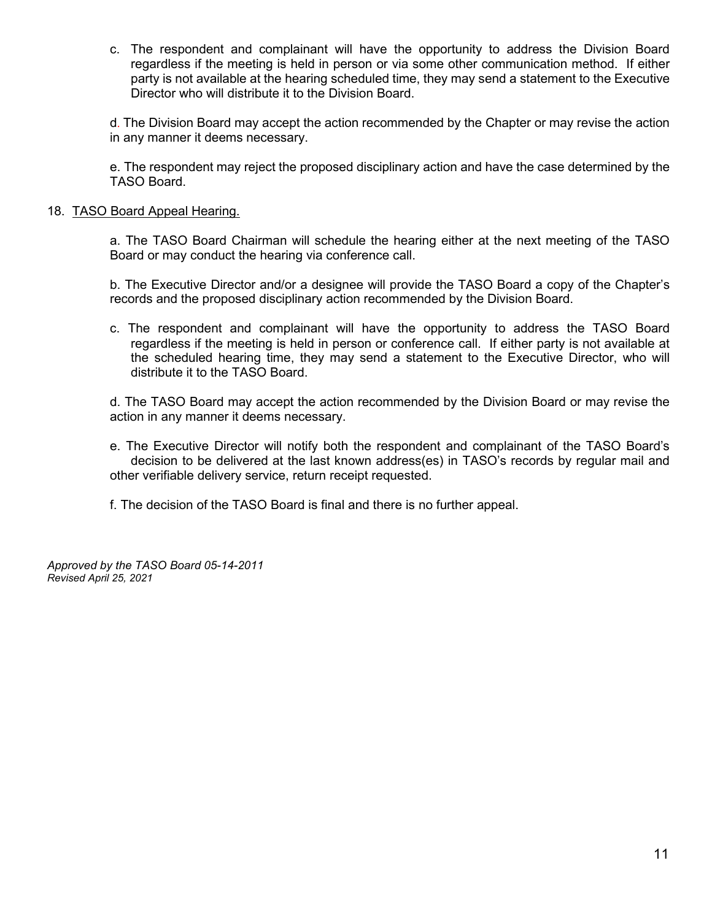c. The respondent and complainant will have the opportunity to address the Division Board regardless if the meeting is held in person or via some other communication method. If either party is not available at the hearing scheduled time, they may send a statement to the Executive Director who will distribute it to the Division Board.

d. The Division Board may accept the action recommended by the Chapter or may revise the action in any manner it deems necessary.

e. The respondent may reject the proposed disciplinary action and have the case determined by the TASO Board.

18. <u>TASO Board Appeal Hearing.</u>

a. The TASO Board Chairman will schedule the hearing either at the next meeting of the TASO Board or may conduct the hearing via conference call.

b. The Executive Director and/or a designee will provide the TASO Board a copy of the Chapter's records and the proposed disciplinary action recommended by the Division Board.

c. The respondent and complainant will have the opportunity to address the TASO Board regardless if the meeting is held in person or conference call. If either party is not available at the scheduled hearing time, they may send a statement to the Executive Director, who will distribute it to the TASO Board.

d. The TASO Board may accept the action recommended by the Division Board or may revise the action in any manner it deems necessary.

e. The Executive Director will notify both the respondent and complainant of the TASO Board's decision to be delivered at the last known address(es) in TASO's records by regular mail and other verifiable delivery service, return receipt requested.

f. The decision of the TASO Board is final and there is no further appeal.

*Approved by the TASO Board 05-14-2011*
*Revised April 25, 2021*